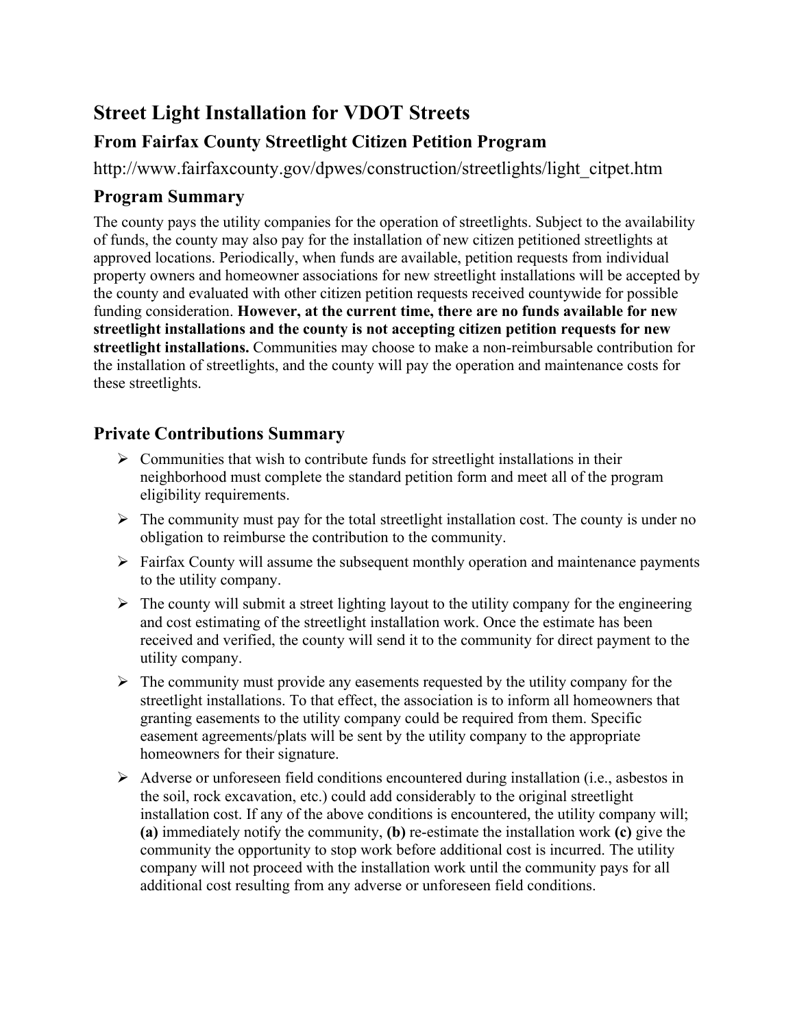# Street Light Installation for VDOT Streets

## From Fairfax County Streetlight Citizen Petition Program

http://www.fairfaxcounty.gov/dpwes/construction/streetlights/light_citpet.htm

## Program Summary

The county pays the utility companies for the operation of streetlights. Subject to the availability of funds, the county may also pay for the installation of new citizen petitioned streetlights at approved locations. Periodically, when funds are available, petition requests from individual property owners and homeowner associations for new streetlight installations will be accepted by the county and evaluated with other citizen petition requests received countywide for possible funding consideration. **However, at the current time, there are no funds available for new streetlight installations and the county is not accepting citizen petition requests for new streetlight installations.** Communities may choose to make a non-reimbursable contribution for the installation of streetlights, and the county will pay the operation and maintenance costs for these streetlights.

## Private Contributions Summary

- Communities that wish to contribute funds for streetlight installations in their neighborhood must complete the standard petition form and meet all of the program eligibility requirements.
- The community must pay for the total streetlight installation cost. The county is under no obligation to reimburse the contribution to the community.
- Fairfax County will assume the subsequent monthly operation and maintenance payments to the utility company.
- The county will submit a street lighting layout to the utility company for the engineering and cost estimating of the streetlight installation work. Once the estimate has been received and verified, the county will send it to the community for direct payment to the utility company.
- The community must provide any easements requested by the utility company for the streetlight installations. To that effect, the association is to inform all homeowners that granting easements to the utility company could be required from them. Specific easement agreements/plats will be sent by the utility company to the appropriate homeowners for their signature.
- Adverse or unforeseen field conditions encountered during installation (i.e., asbestos in the soil, rock excavation, etc.) could add considerably to the original streetlight installation cost. If any of the above conditions is encountered, the utility company will; **(a)** immediately notify the community, **(b)** re-estimate the installation work **(c)** give the community the opportunity to stop work before additional cost is incurred. The utility company will not proceed with the installation work until the community pays for all additional cost resulting from any adverse or unforeseen field conditions.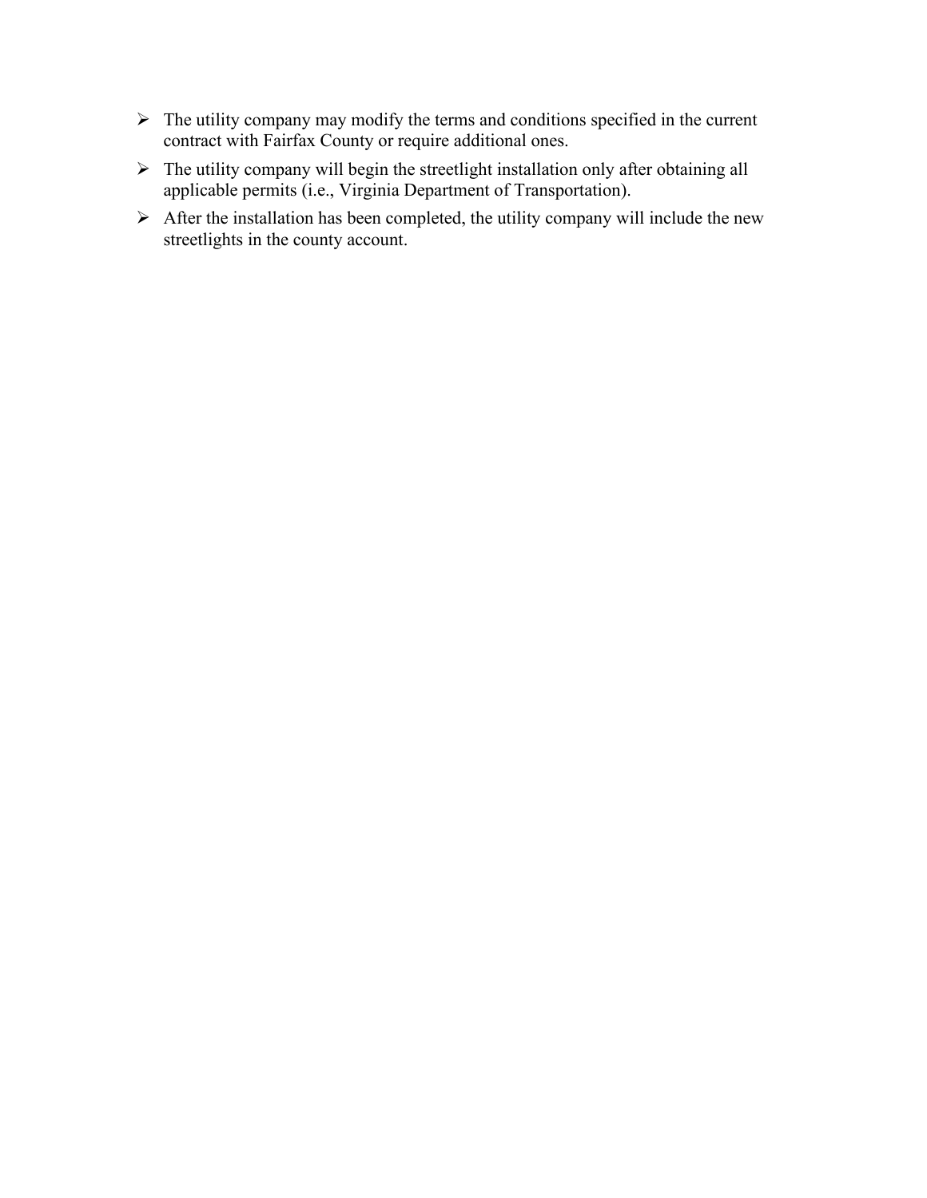- The utility company may modify the terms and conditions specified in the current contract with Fairfax County or require additional ones.
- The utility company will begin the streetlight installation only after obtaining all applicable permits (i.e., Virginia Department of Transportation).
- After the installation has been completed, the utility company will include the new streetlights in the county account.